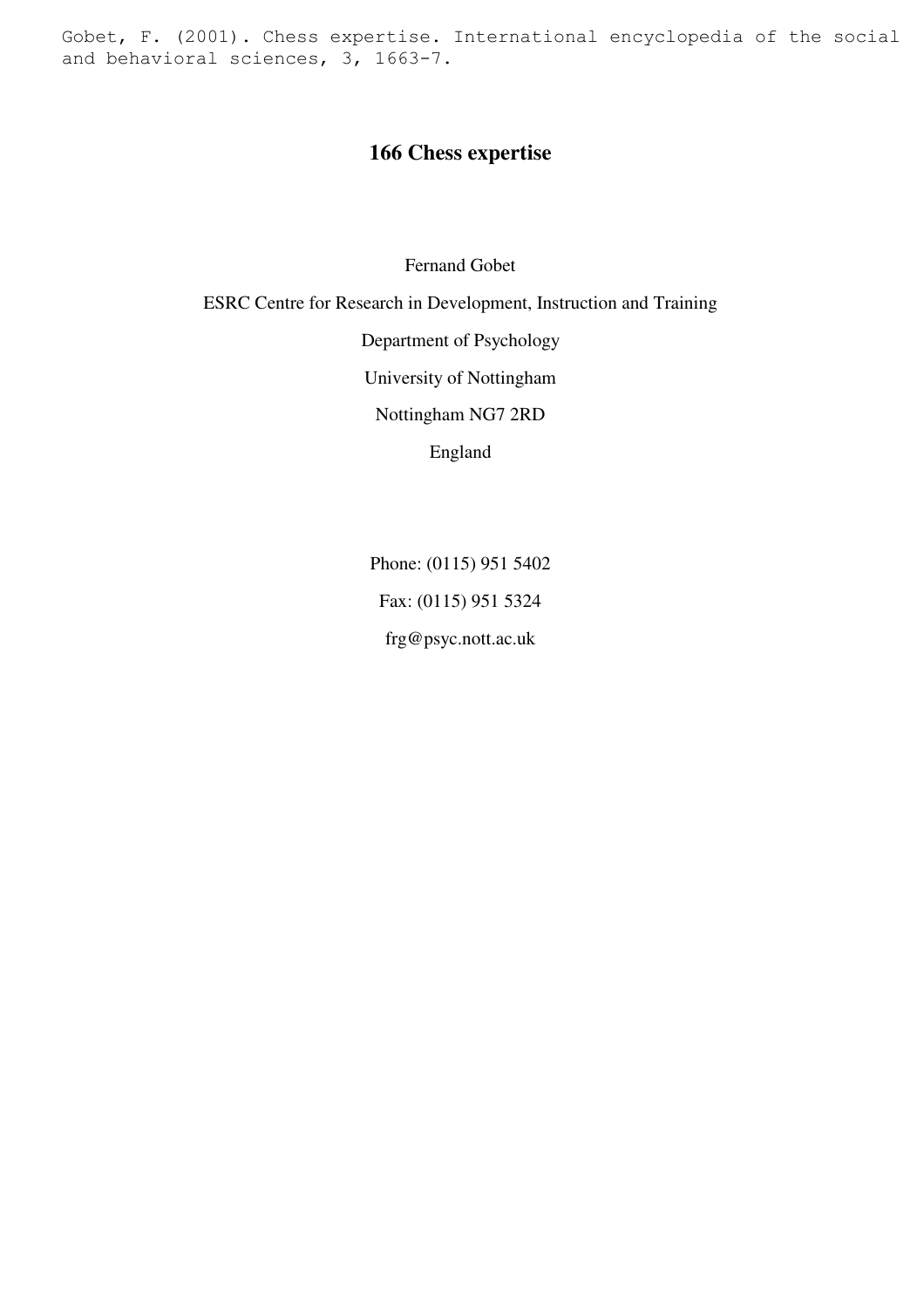Gobet, F. (2001). Chess expertise. International encyclopedia of the social and behavioral sciences, 3, 1663-7.

# 166 Chess expertise

Fernand Gobet

ESRC Centre for Research in Development, Instruction and Training

Department of Psychology

University of Nottingham

Nottingham NG7 2RD

England

Phone: (0115) 951 5402

Fax: (0115) 951 5324

frg@psyc.nott.ac.uk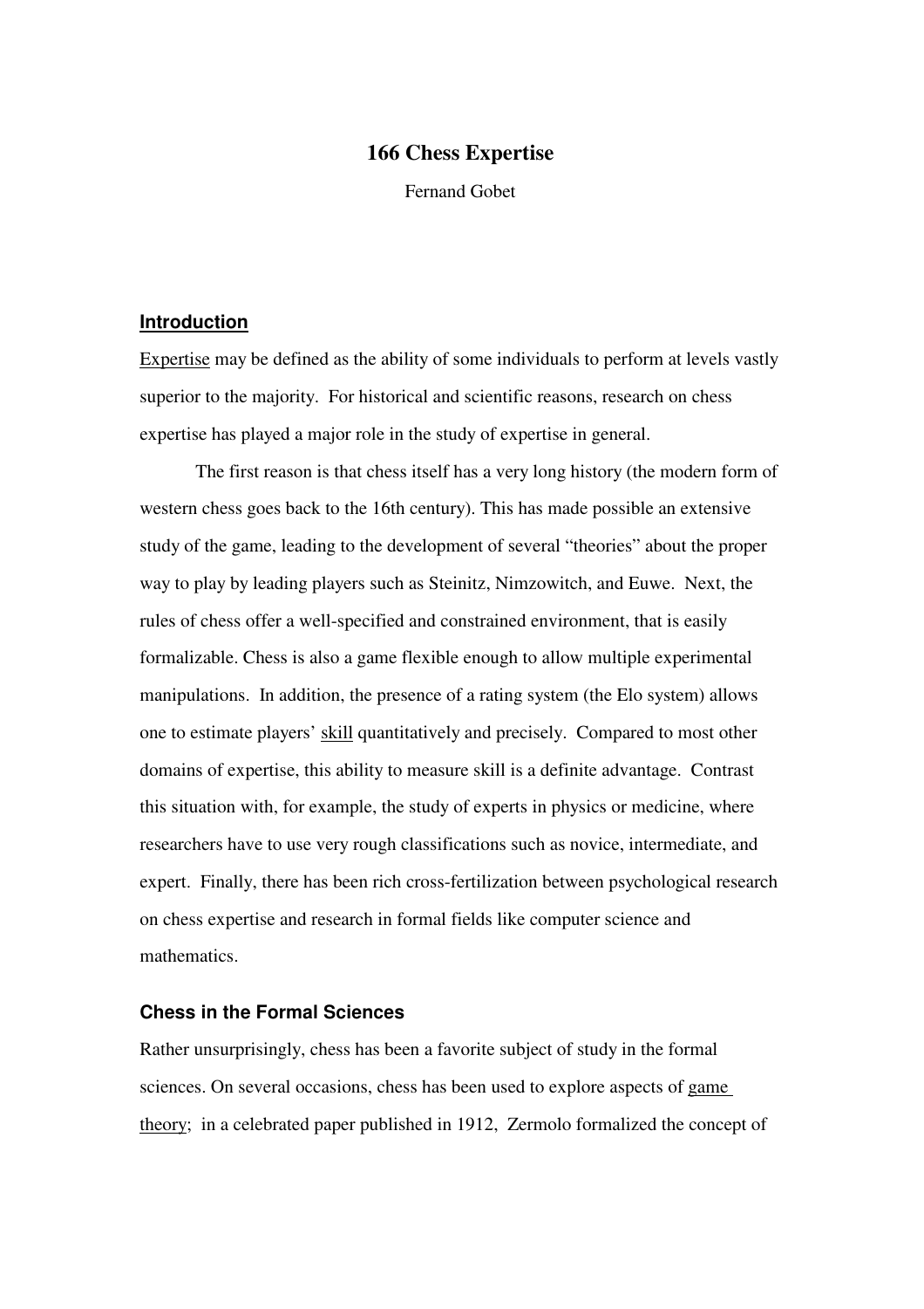# 166 Chess Expertise

Fernand Gobet

## Introduction

Expertise may be defined as the ability of some individuals to perform at levels vastly superior to the majority. For historical and scientific reasons, research on chess expertise has played a major role in the study of expertise in general.

The first reason is that chess itself has a very long history (the modern form of western chess goes back to the 16th century). This has made possible an extensive study of the game, leading to the development of several "theories" about the proper way to play by leading players such as Steinitz, Nimzowitch, and Euwe. Next, the rules of chess offer a well-specified and constrained environment, that is easily formalizable. Chess is also a game flexible enough to allow multiple experimental manipulations. In addition, the presence of a rating system (the Elo system) allows one to estimate players' skill quantitatively and precisely. Compared to most other domains of expertise, this ability to measure skill is a definite advantage. Contrast this situation with, for example, the study of experts in physics or medicine, where researchers have to use very rough classifications such as novice, intermediate, and expert. Finally, there has been rich cross-fertilization between psychological research on chess expertise and research in formal fields like computer science and mathematics.

### Chess in the Formal Sciences

Rather unsurprisingly, chess has been a favorite subject of study in the formal sciences. On several occasions, chess has been used to explore aspects of game theory; in a celebrated paper published in 1912, Zermolo formalized the concept of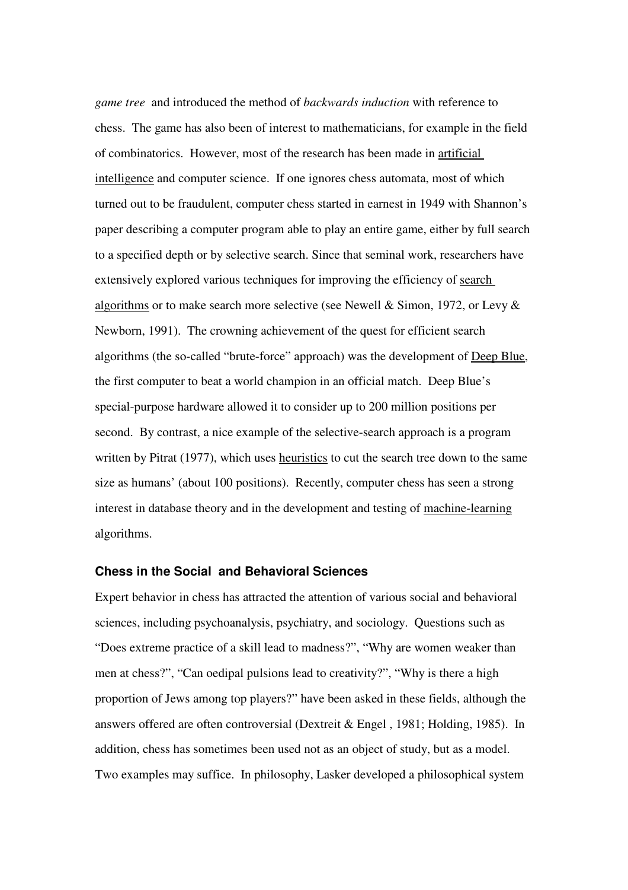*game tree* and introduced the method of *backwards induction* with reference to chess. The game has also been of interest to mathematicians, for example in the field of combinatorics. However, most of the research has been made in artificial intelligence and computer science. If one ignores chess automata, most of which turned out to be fraudulent, computer chess started in earnest in 1949 with Shannon's paper describing a computer program able to play an entire game, either by full search to a specified depth or by selective search. Since that seminal work, researchers have extensively explored various techniques for improving the efficiency of search algorithms or to make search more selective (see Newell & Simon, 1972, or Levy & Newborn, 1991). The crowning achievement of the quest for efficient search algorithms (the so-called "brute-force" approach) was the development of Deep Blue, the first computer to beat a world champion in an official match. Deep Blue's special-purpose hardware allowed it to consider up to 200 million positions per second. By contrast, a nice example of the selective-search approach is a program written by Pitrat (1977), which uses heuristics to cut the search tree down to the same size as humans' (about 100 positions). Recently, computer chess has seen a strong interest in database theory and in the development and testing of machine-learning algorithms.

### Chess in the Social and Behavioral Sciences

Expert behavior in chess has attracted the attention of various social and behavioral sciences, including psychoanalysis, psychiatry, and sociology. Questions such as "Does extreme practice of a skill lead to madness?", "Why are women weaker than men at chess?", "Can oedipal pulsions lead to creativity?", "Why is there a high proportion of Jews among top players?" have been asked in these fields, although the answers offered are often controversial (Dextreit & Engel , 1981; Holding, 1985). In addition, chess has sometimes been used not as an object of study, but as a model. Two examples may suffice. In philosophy, Lasker developed a philosophical system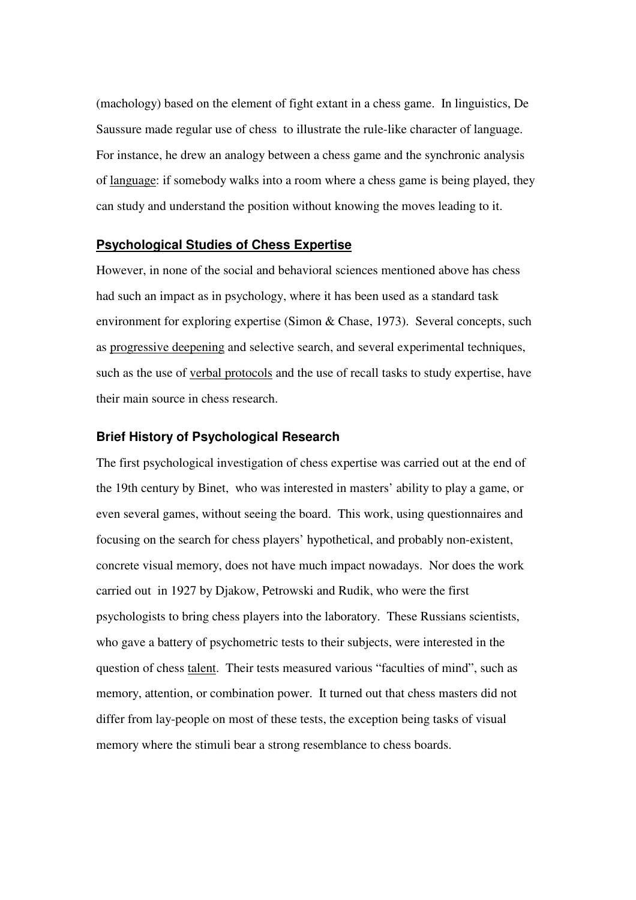(machology) based on the element of fight extant in a chess game. In linguistics, De Saussure made regular use of chess to illustrate the rule-like character of language. For instance, he drew an analogy between a chess game and the synchronic analysis of language: if somebody walks into a room where a chess game is being played, they can study and understand the position without knowing the moves leading to it.

## Psychological Studies of Chess Expertise

However, in none of the social and behavioral sciences mentioned above has chess had such an impact as in psychology, where it has been used as a standard task environment for exploring expertise (Simon & Chase, 1973). Several concepts, such as progressive deepening and selective search, and several experimental techniques, such as the use of verbal protocols and the use of recall tasks to study expertise, have their main source in chess research.

### Brief History of Psychological Research

The first psychological investigation of chess expertise was carried out at the end of the 19th century by Binet, who was interested in masters' ability to play a game, or even several games, without seeing the board. This work, using questionnaires and focusing on the search for chess players' hypothetical, and probably non-existent, concrete visual memory, does not have much impact nowadays. Nor does the work carried out in 1927 by Djakow, Petrowski and Rudik, who were the first psychologists to bring chess players into the laboratory. These Russians scientists, who gave a battery of psychometric tests to their subjects, were interested in the question of chess talent. Their tests measured various "faculties of mind", such as memory, attention, or combination power. It turned out that chess masters did not differ from lay-people on most of these tests, the exception being tasks of visual memory where the stimuli bear a strong resemblance to chess boards.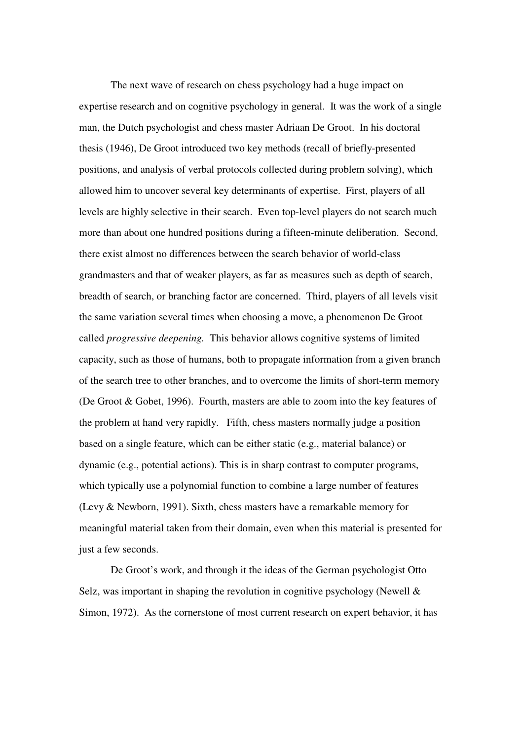The next wave of research on chess psychology had a huge impact on expertise research and on cognitive psychology in general. It was the work of a single man, the Dutch psychologist and chess master Adriaan De Groot. In his doctoral thesis (1946), De Groot introduced two key methods (recall of briefly-presented positions, and analysis of verbal protocols collected during problem solving), which allowed him to uncover several key determinants of expertise. First, players of all levels are highly selective in their search. Even top-level players do not search much more than about one hundred positions during a fifteen-minute deliberation. Second, there exist almost no differences between the search behavior of world-class grandmasters and that of weaker players, as far as measures such as depth of search, breadth of search, or branching factor are concerned. Third, players of all levels visit the same variation several times when choosing a move, a phenomenon De Groot called *progressive deepening*. This behavior allows cognitive systems of limited capacity, such as those of humans, both to propagate information from a given branch of the search tree to other branches, and to overcome the limits of short-term memory (De Groot & Gobet, 1996). Fourth, masters are able to zoom into the key features of the problem at hand very rapidly. Fifth, chess masters normally judge a position based on a single feature, which can be either static (e.g., material balance) or dynamic (e.g., potential actions). This is in sharp contrast to computer programs, which typically use a polynomial function to combine a large number of features (Levy & Newborn, 1991). Sixth, chess masters have a remarkable memory for meaningful material taken from their domain, even when this material is presented for just a few seconds.

De Groot's work, and through it the ideas of the German psychologist Otto Selz, was important in shaping the revolution in cognitive psychology (Newell & Simon, 1972). As the cornerstone of most current research on expert behavior, it has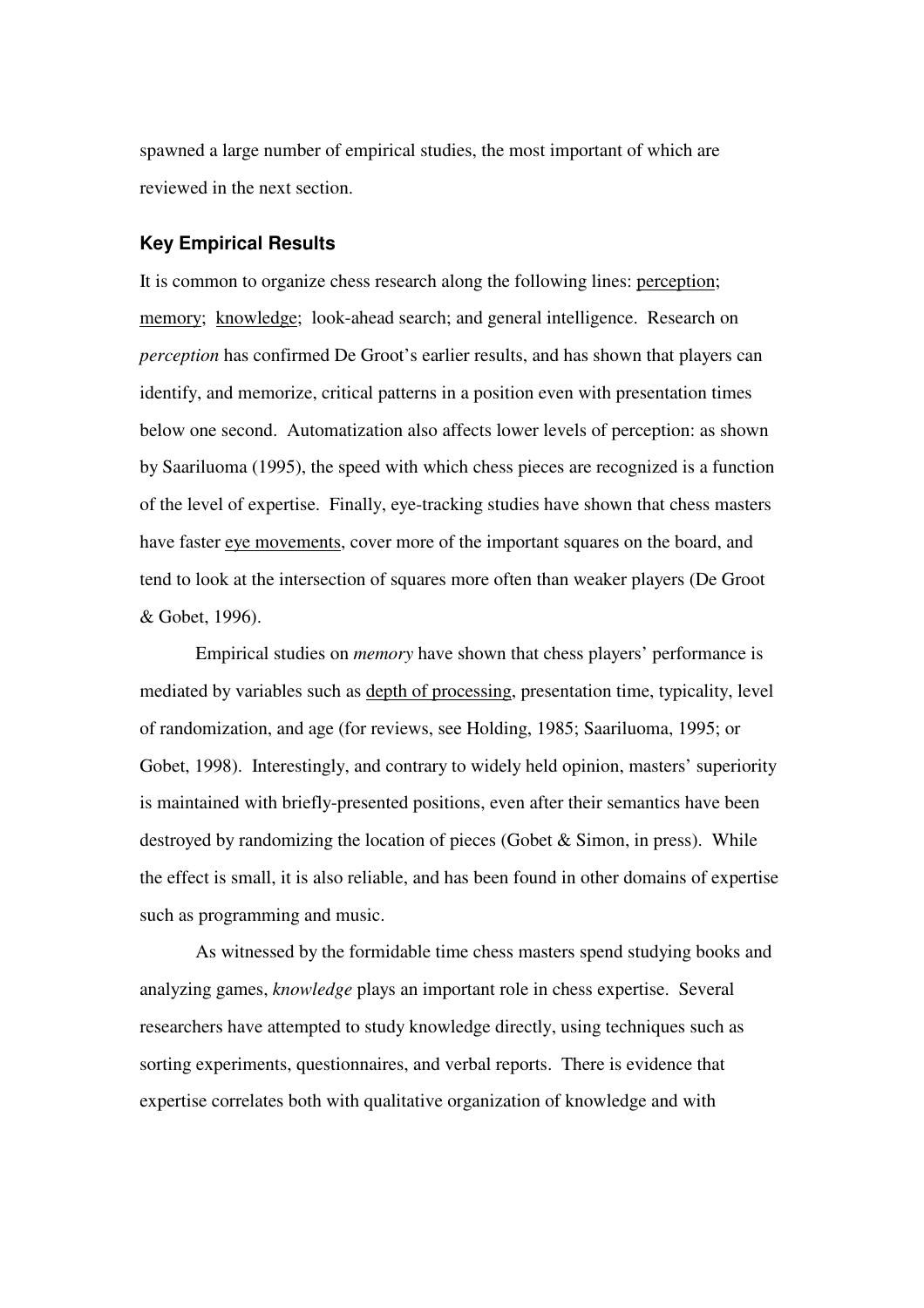spawned a large number of empirical studies, the most important of which are reviewed in the next section.

### **Key Empirical Results**

It is common to organize chess research along the following lines: perception; memory; knowledge; look-ahead search; and general intelligence. Research on *perception* has confirmed De Groot's earlier results, and has shown that players can identify, and memorize, critical patterns in a position even with presentation times below one second. Automatization also affects lower levels of perception: as shown by Saariluoma (1995), the speed with which chess pieces are recognized is a function of the level of expertise. Finally, eye-tracking studies have shown that chess masters have faster eye movements, cover more of the important squares on the board, and tend to look at the intersection of squares more often than weaker players (De Groot & Gobet, 1996).

Empirical studies on *memory* have shown that chess players' performance is mediated by variables such as depth of processing, presentation time, typicality, level of randomization, and age (for reviews, see Holding, 1985; Saariluoma, 1995; or Gobet, 1998). Interestingly, and contrary to widely held opinion, masters' superiority is maintained with briefly-presented positions, even after their semantics have been destroyed by randomizing the location of pieces (Gobet & Simon, in press). While the effect is small, it is also reliable, and has been found in other domains of expertise such as programming and music.

As witnessed by the formidable time chess masters spend studying books and analyzing games, *knowledge* plays an important role in chess expertise. Several researchers have attempted to study knowledge directly, using techniques such as sorting experiments, questionnaires, and verbal reports. There is evidence that expertise correlates both with qualitative organization of knowledge and with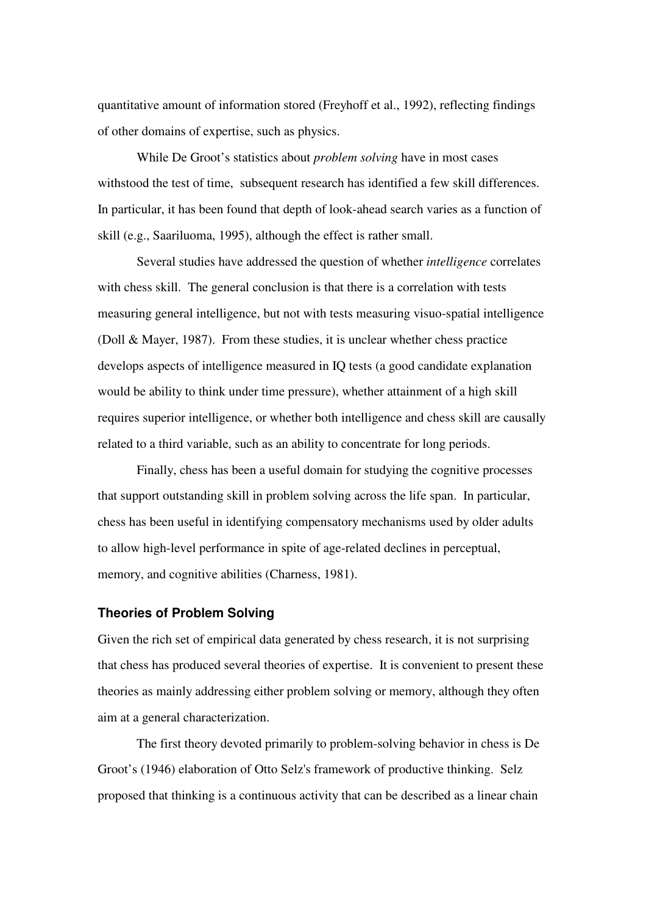quantitative amount of information stored (Freyhoff et al., 1992), reflecting findings of other domains of expertise, such as physics.

While De Groot's statistics about *problem solving* have in most cases withstood the test of time, subsequent research has identified a few skill differences. In particular, it has been found that depth of look-ahead search varies as a function of skill (e.g., Saariluoma, 1995), although the effect is rather small.

Several studies have addressed the question of whether *intelligence* correlates with chess skill. The general conclusion is that there is a correlation with tests measuring general intelligence, but not with tests measuring visuo-spatial intelligence (Doll & Mayer, 1987). From these studies, it is unclear whether chess practice develops aspects of intelligence measured in IQ tests (a good candidate explanation would be ability to think under time pressure), whether attainment of a high skill requires superior intelligence, or whether both intelligence and chess skill are causally related to a third variable, such as an ability to concentrate for long periods.

Finally, chess has been a useful domain for studying the cognitive processes that support outstanding skill in problem solving across the life span. In particular, chess has been useful in identifying compensatory mechanisms used by older adults to allow high-level performance in spite of age-related declines in perceptual, memory, and cognitive abilities (Charness, 1981).

### Theories of Problem Solving

Given the rich set of empirical data generated by chess research, it is not surprising that chess has produced several theories of expertise. It is convenient to present these theories as mainly addressing either problem solving or memory, although they often aim at a general characterization.

The first theory devoted primarily to problem-solving behavior in chess is De Groot's (1946) elaboration of Otto Selz's framework of productive thinking. Selz proposed that thinking is a continuous activity that can be described as a linear chain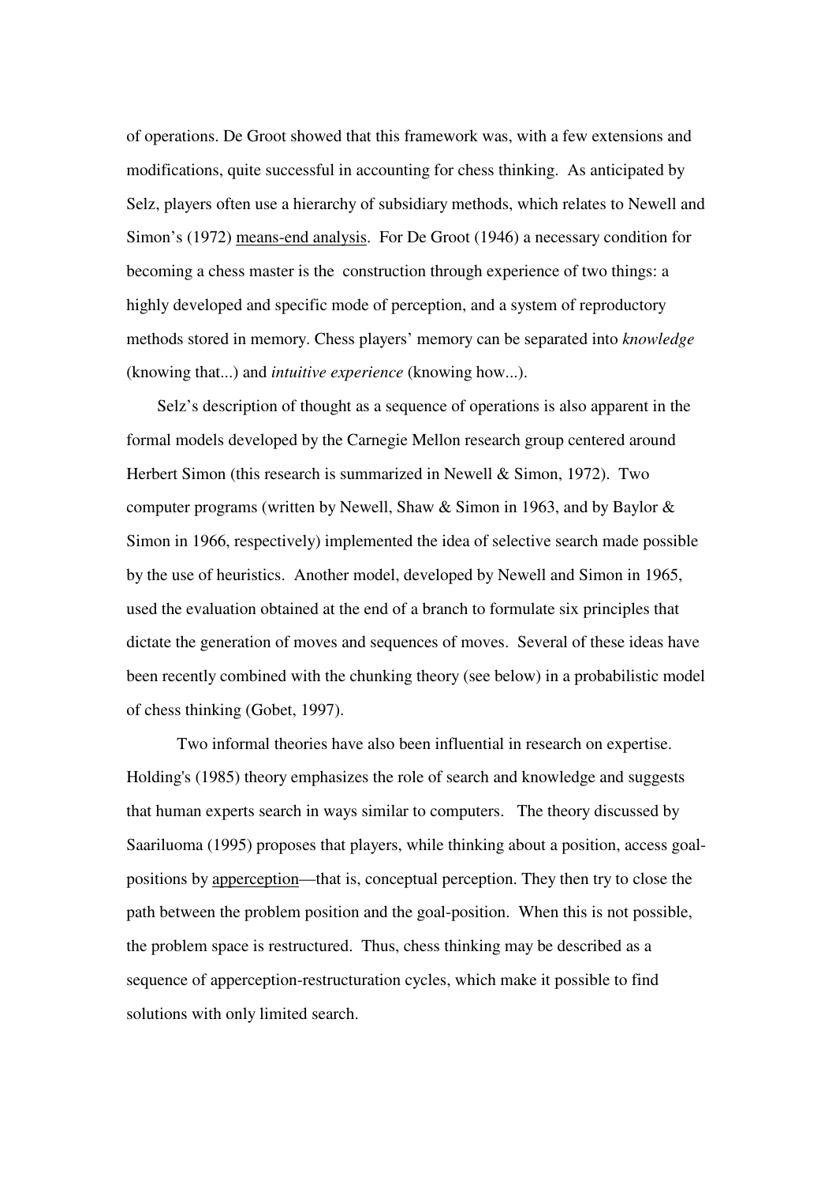of operations. De Groot showed that this framework was, with a few extensions and modifications, quite successful in accounting for chess thinking. As anticipated by Selz, players often use a hierarchy of subsidiary methods, which relates to Newell and Simon's (1972) <u>means-end analysis</u>. For De Groot (1946) a necessary condition for becoming a chess master is the construction through experience of two things: a highly developed and specific mode of perception, and a system of reproductory methods stored in memory. Chess players' memory can be separated into *knowledge* (knowing that...) and *intuitive experience* (knowing how...).

Selz's description of thought as a sequence of operations is also apparent in the formal models developed by the Carnegie Mellon research group centered around Herbert Simon (this research is summarized in Newell & Simon, 1972). Two computer programs (written by Newell, Shaw & Simon in 1963, and by Baylor & Simon in 1966, respectively) implemented the idea of selective search made possible by the use of heuristics. Another model, developed by Newell and Simon in 1965, used the evaluation obtained at the end of a branch to formulate six principles that dictate the generation of moves and sequences of moves. Several of these ideas have been recently combined with the chunking theory (see below) in a probabilistic model of chess thinking (Gobet, 1997).

Two informal theories have also been influential in research on expertise. Holding's (1985) theory emphasizes the role of search and knowledge and suggests that human experts search in ways similar to computers. The theory discussed by Saariluoma (1995) proposes that players, while thinking about a position, access goal-positions by <u>apperception</u>—that is, conceptual perception. They then try to close the path between the problem position and the goal-position. When this is not possible, the problem space is restructured. Thus, chess thinking may be described as a sequence of apperception-restructuration cycles, which make it possible to find solutions with only limited search.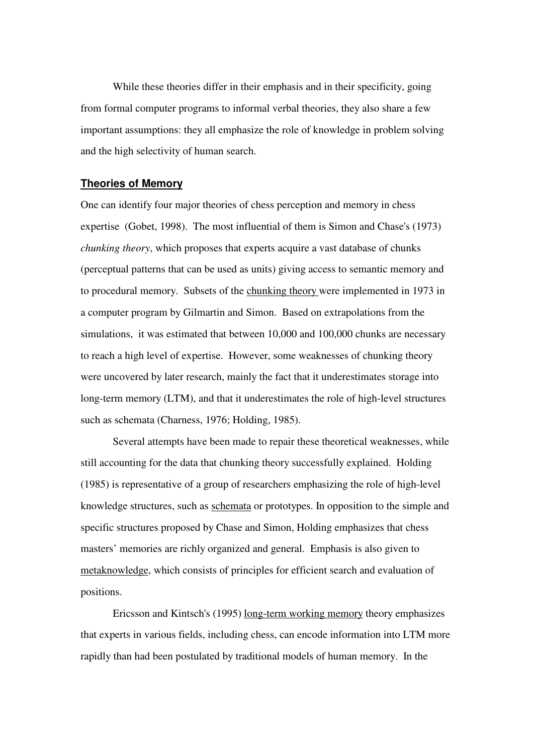While these theories differ in their emphasis and in their specificity, going from formal computer programs to informal verbal theories, they also share a few important assumptions: they all emphasize the role of knowledge in problem solving and the high selectivity of human search.

## Theories of Memory

One can identify four major theories of chess perception and memory in chess expertise (Gobet, 1998). The most influential of them is Simon and Chase's (1973) *chunking theory*, which proposes that experts acquire a vast database of chunks (perceptual patterns that can be used as units) giving access to semantic memory and to procedural memory. Subsets of the chunking theory were implemented in 1973 in a computer program by Gilmartin and Simon. Based on extrapolations from the simulations, it was estimated that between 10,000 and 100,000 chunks are necessary to reach a high level of expertise. However, some weaknesses of chunking theory were uncovered by later research, mainly the fact that it underestimates storage into long-term memory (LTM), and that it underestimates the role of high-level structures such as schemata (Charness, 1976; Holding, 1985).

Several attempts have been made to repair these theoretical weaknesses, while still accounting for the data that chunking theory successfully explained. Holding (1985) is representative of a group of researchers emphasizing the role of high-level knowledge structures, such as schemata or prototypes. In opposition to the simple and specific structures proposed by Chase and Simon, Holding emphasizes that chess masters' memories are richly organized and general. Emphasis is also given to metaknowledge, which consists of principles for efficient search and evaluation of positions.

Ericsson and Kintsch's (1995) long-term working memory theory emphasizes that experts in various fields, including chess, can encode information into LTM more rapidly than had been postulated by traditional models of human memory. In the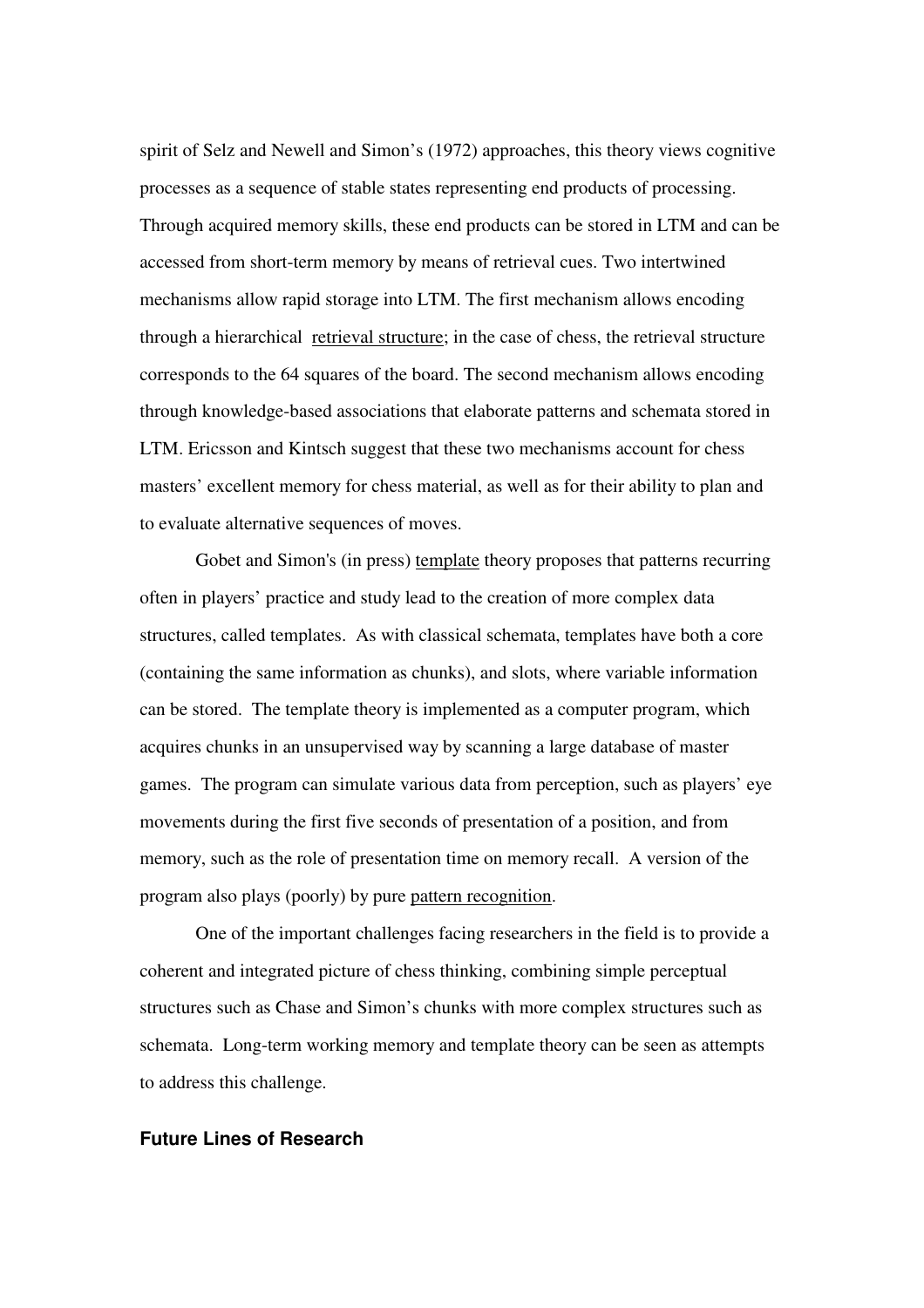spirit of Selz and Newell and Simon's (1972) approaches, this theory views cognitive processes as a sequence of stable states representing end products of processing. Through acquired memory skills, these end products can be stored in LTM and can be accessed from short-term memory by means of retrieval cues. Two intertwined mechanisms allow rapid storage into LTM. The first mechanism allows encoding through a hierarchical retrieval structure; in the case of chess, the retrieval structure corresponds to the 64 squares of the board. The second mechanism allows encoding through knowledge-based associations that elaborate patterns and schemata stored in LTM. Ericsson and Kintsch suggest that these two mechanisms account for chess masters' excellent memory for chess material, as well as for their ability to plan and to evaluate alternative sequences of moves.

Gobet and Simon's (in press) template theory proposes that patterns recurring often in players' practice and study lead to the creation of more complex data structures, called templates. As with classical schemata, templates have both a core (containing the same information as chunks), and slots, where variable information can be stored. The template theory is implemented as a computer program, which acquires chunks in an unsupervised way by scanning a large database of master games. The program can simulate various data from perception, such as players' eye movements during the first five seconds of presentation of a position, and from memory, such as the role of presentation time on memory recall. A version of the program also plays (poorly) by pure pattern recognition.

One of the important challenges facing researchers in the field is to provide a coherent and integrated picture of chess thinking, combining simple perceptual structures such as Chase and Simon's chunks with more complex structures such as schemata. Long-term working memory and template theory can be seen as attempts to address this challenge.

## Future Lines of Research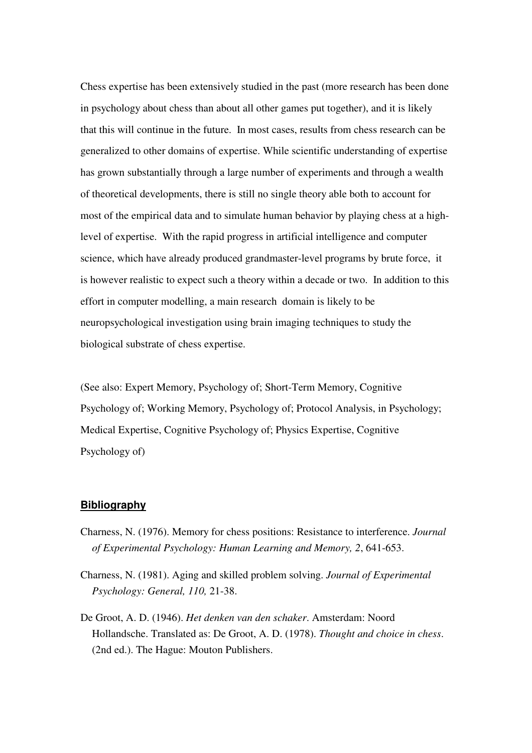Chess expertise has been extensively studied in the past (more research has been done in psychology about chess than about all other games put together), and it is likely that this will continue in the future. In most cases, results from chess research can be generalized to other domains of expertise. While scientific understanding of expertise has grown substantially through a large number of experiments and through a wealth of theoretical developments, there is still no single theory able both to account for most of the empirical data and to simulate human behavior by playing chess at a high-level of expertise. With the rapid progress in artificial intelligence and computer science, which have already produced grandmaster-level programs by brute force, it is however realistic to expect such a theory within a decade or two. In addition to this effort in computer modelling, a main research domain is likely to be neuropsychological investigation using brain imaging techniques to study the biological substrate of chess expertise.

(See also: Expert Memory, Psychology of; Short-Term Memory, Cognitive Psychology of; Working Memory, Psychology of; Protocol Analysis, in Psychology; Medical Expertise, Cognitive Psychology of; Physics Expertise, Cognitive Psychology of)

## Bibliography

Charness, N. (1976). Memory for chess positions: Resistance to interference. *Journal of Experimental Psychology: Human Learning and Memory, 2*, 641-653.

Charness, N. (1981). Aging and skilled problem solving. *Journal of Experimental Psychology: General, 110,* 21-38.

De Groot, A. D. (1946). *Het denken van den schaker*. Amsterdam: Noord Hollandsche. Translated as: De Groot, A. D. (1978). *Thought and choice in chess*. (2nd ed.). The Hague: Mouton Publishers.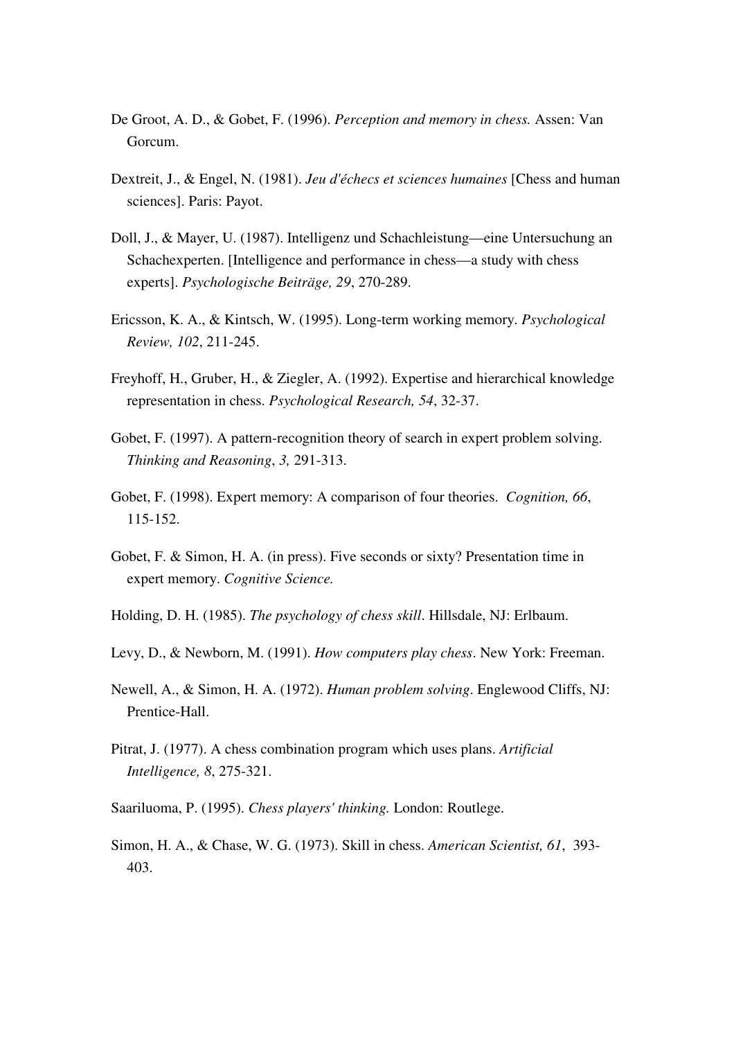De Groot, A. D., & Gobet, F. (1996). *Perception and memory in chess.* Assen: Van Gorcum.

Dextreit, J., & Engel, N. (1981). *Jeu d'échecs et sciences humaines* [Chess and human sciences]. Paris: Payot.

Doll, J., & Mayer, U. (1987). Intelligenz und Schachleistung—eine Untersuchung an Schachexperten. [Intelligence and performance in chess—a study with chess experts]. *Psychologische Beiträge, 29*, 270-289.

Ericsson, K. A., & Kintsch, W. (1995). Long-term working memory. *Psychological Review, 102*, 211-245.

Freyhoff, H., Gruber, H., & Ziegler, A. (1992). Expertise and hierarchical knowledge representation in chess. *Psychological Research, 54*, 32-37.

Gobet, F. (1997). A pattern-recognition theory of search in expert problem solving. *Thinking and Reasoning*, *3,* 291-313.

Gobet, F. (1998). Expert memory: A comparison of four theories. *Cognition, 66*, 115-152.

Gobet, F. & Simon, H. A. (in press). Five seconds or sixty? Presentation time in expert memory. *Cognitive Science.*

Holding, D. H. (1985). *The psychology of chess skill*. Hillsdale, NJ: Erlbaum.

Levy, D., & Newborn, M. (1991). *How computers play chess*. New York: Freeman.

Newell, A., & Simon, H. A. (1972). *Human problem solving*. Englewood Cliffs, NJ: Prentice-Hall.

Pitrat, J. (1977). A chess combination program which uses plans. *Artificial Intelligence, 8*, 275-321.

Saariluoma, P. (1995). *Chess players' thinking.* London: Routlege.

Simon, H. A., & Chase, W. G. (1973). Skill in chess. *American Scientist, 61*, 393-403.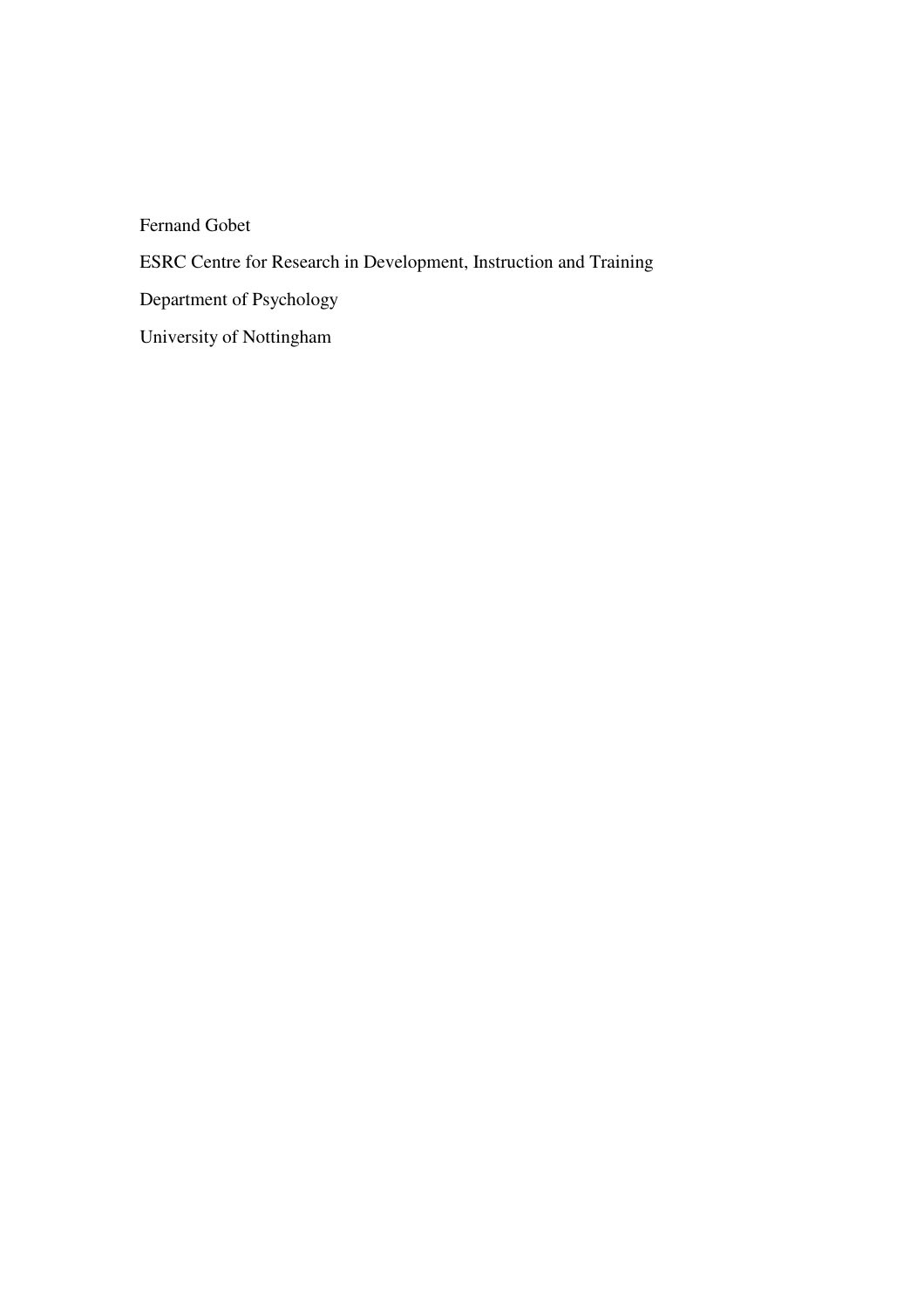Fernand Gobet

ESRC Centre for Research in Development, Instruction and Training

Department of Psychology

University of Nottingham